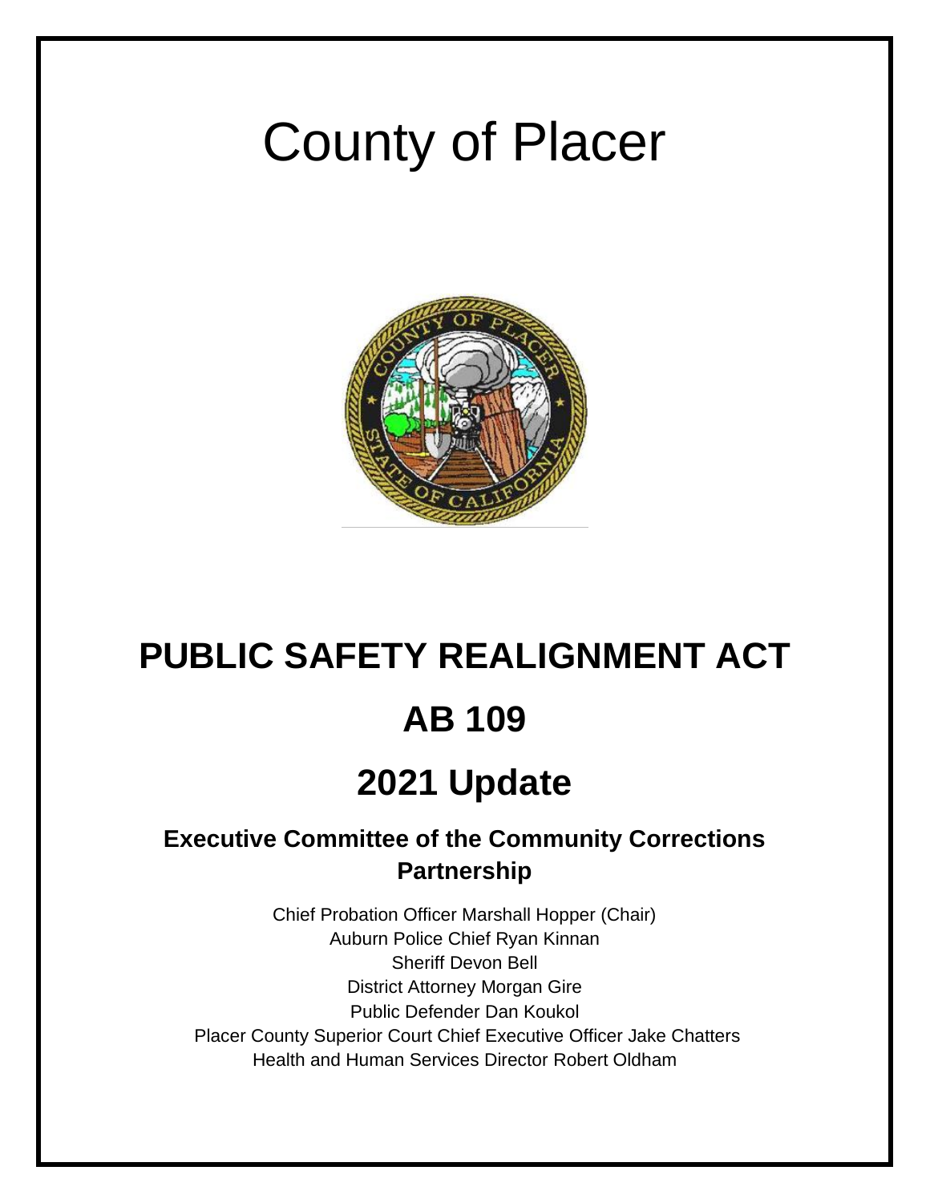# County of Placer

# PUBLIC SAFETY REALIGNMENT ACT

# AB 109

# 2021 Update

## Executive Committee of the Community Corrections Partnership

Chief Probation Officer Marshall Hopper (Chair)
Auburn Police Chief Ryan Kinnan
Sheriff Devon Bell
District Attorney Morgan Gire
Public Defender Dan Koukol
Placer County Superior Court Chief Executive Officer Jake Chatters
Health and Human Services Director Robert Oldham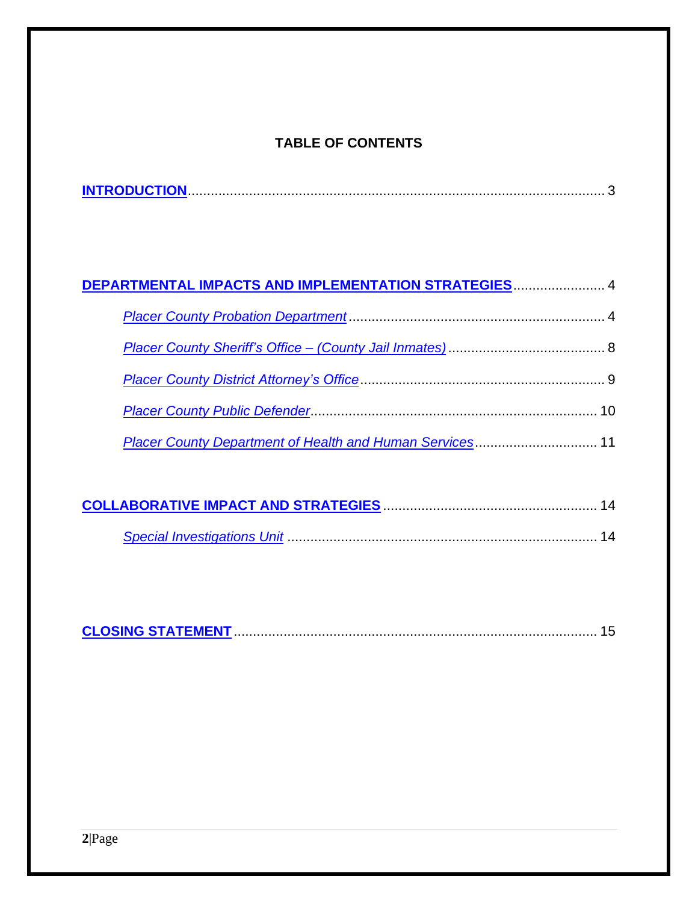# TABLE OF CONTENTS

**INTRODUCTION** ............................................................................................................. 3

**DEPARTMENTAL IMPACTS AND IMPLEMENTATION STRATEGIES** ........................ 4

- *Placer County Probation Department* .................................................................... 4
- *Placer County Sheriff's Office – (County Jail Inmates)* ......................................... 8
- *Placer County District Attorney's Office* ................................................................ 9
- *Placer County Public Defender* ........................................................................... 10
- *Placer County Department of Health and Human Services* ................................ 11

**COLLABORATIVE IMPACT AND STRATEGIES** ....................................................... 14

- *Special Investigations Unit* ................................................................................. 14

**CLOSING STATEMENT** .............................................................................................. 15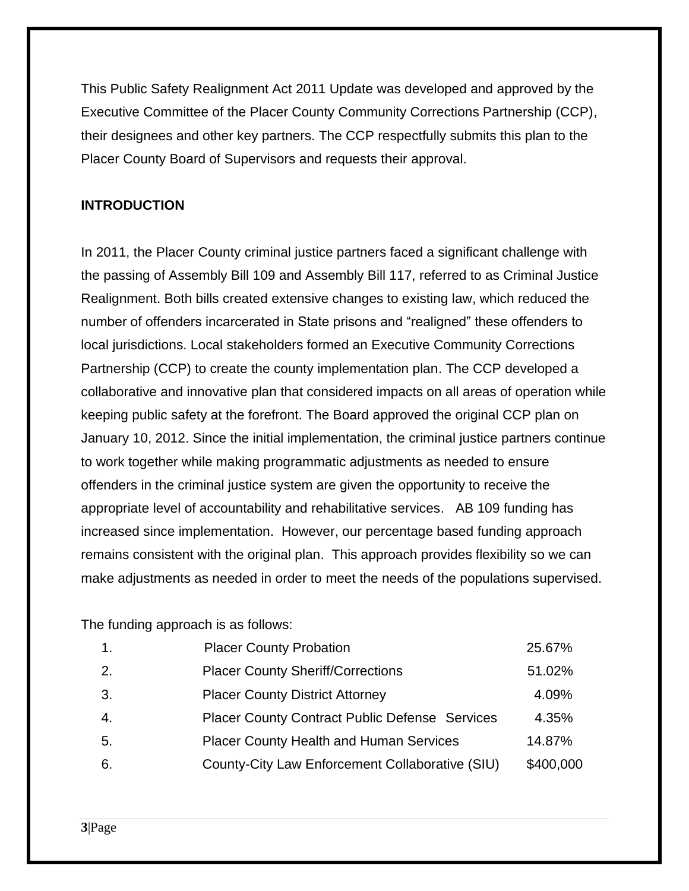This Public Safety Realignment Act 2011 Update was developed and approved by the Executive Committee of the Placer County Community Corrections Partnership (CCP), their designees and other key partners. The CCP respectfully submits this plan to the Placer County Board of Supervisors and requests their approval.

**INTRODUCTION**

In 2011, the Placer County criminal justice partners faced a significant challenge with the passing of Assembly Bill 109 and Assembly Bill 117, referred to as Criminal Justice Realignment. Both bills created extensive changes to existing law, which reduced the number of offenders incarcerated in State prisons and "realigned" these offenders to local jurisdictions. Local stakeholders formed an Executive Community Corrections Partnership (CCP) to create the county implementation plan. The CCP developed a collaborative and innovative plan that considered impacts on all areas of operation while keeping public safety at the forefront. The Board approved the original CCP plan on January 10, 2012. Since the initial implementation, the criminal justice partners continue to work together while making programmatic adjustments as needed to ensure offenders in the criminal justice system are given the opportunity to receive the appropriate level of accountability and rehabilitative services. AB 109 funding has increased since implementation. However, our percentage based funding approach remains consistent with the original plan. This approach provides flexibility so we can make adjustments as needed in order to meet the needs of the populations supervised.

The funding approach is as follows:

| | | |
|---|---|---|
| 1. | Placer County Probation | 25.67% |
| 2. | Placer County Sheriff/Corrections | 51.02% |
| 3. | Placer County District Attorney | 4.09% |
| 4. | Placer County Contract Public Defense Services | 4.35% |
| 5. | Placer County Health and Human Services | 14.87% |
| 6. | County-City Law Enforcement Collaborative (SIU) | $400,000 |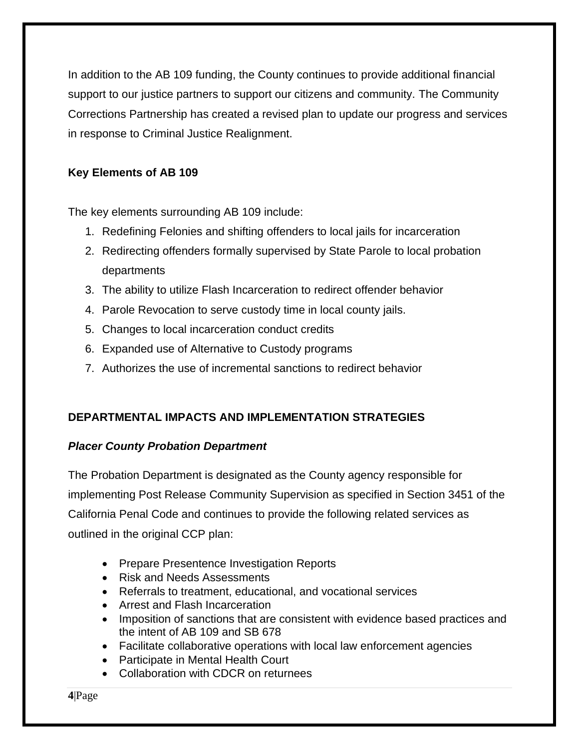In addition to the AB 109 funding, the County continues to provide additional financial support to our justice partners to support our citizens and community. The Community Corrections Partnership has created a revised plan to update our progress and services in response to Criminal Justice Realignment.

**Key Elements of AB 109**

The key elements surrounding AB 109 include:

1. Redefining Felonies and shifting offenders to local jails for incarceration
2. Redirecting offenders formally supervised by State Parole to local probation departments
3. The ability to utilize Flash Incarceration to redirect offender behavior
4. Parole Revocation to serve custody time in local county jails.
5. Changes to local incarceration conduct credits
6. Expanded use of Alternative to Custody programs
7. Authorizes the use of incremental sanctions to redirect behavior

## DEPARTMENTAL IMPACTS AND IMPLEMENTATION STRATEGIES

***Placer County Probation Department***

The Probation Department is designated as the County agency responsible for implementing Post Release Community Supervision as specified in Section 3451 of the California Penal Code and continues to provide the following related services as outlined in the original CCP plan:

- Prepare Presentence Investigation Reports
- Risk and Needs Assessments
- Referrals to treatment, educational, and vocational services
- Arrest and Flash Incarceration
- Imposition of sanctions that are consistent with evidence based practices and the intent of AB 109 and SB 678
- Facilitate collaborative operations with local law enforcement agencies
- Participate in Mental Health Court
- Collaboration with CDCR on returnees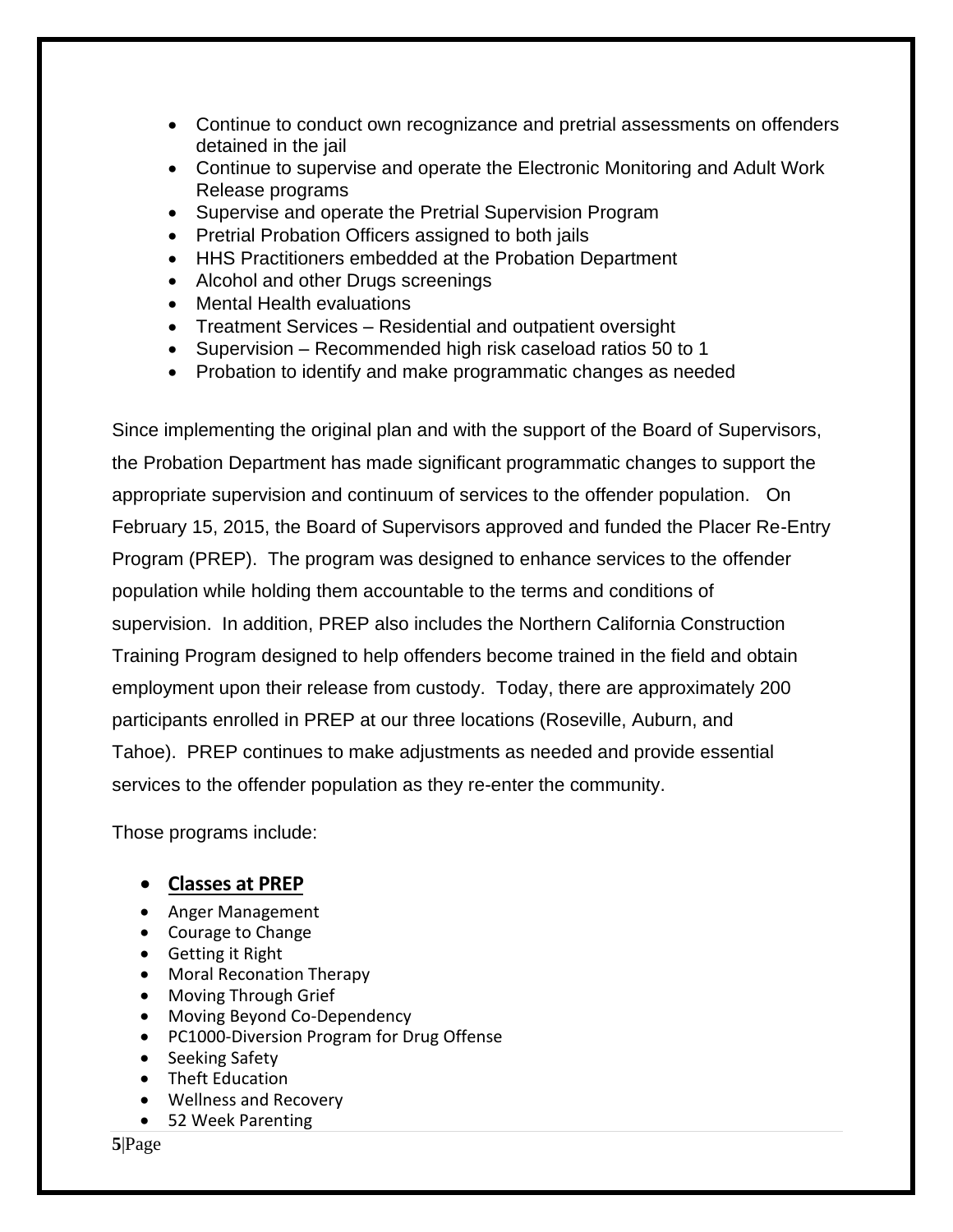- Continue to conduct own recognizance and pretrial assessments on offenders detained in the jail
- Continue to supervise and operate the Electronic Monitoring and Adult Work Release programs
- Supervise and operate the Pretrial Supervision Program
- Pretrial Probation Officers assigned to both jails
- HHS Practitioners embedded at the Probation Department
- Alcohol and other Drugs screenings
- Mental Health evaluations
- Treatment Services – Residential and outpatient oversight
- Supervision – Recommended high risk caseload ratios 50 to 1
- Probation to identify and make programmatic changes as needed

Since implementing the original plan and with the support of the Board of Supervisors, the Probation Department has made significant programmatic changes to support the appropriate supervision and continuum of services to the offender population. On February 15, 2015, the Board of Supervisors approved and funded the Placer Re-Entry Program (PREP). The program was designed to enhance services to the offender population while holding them accountable to the terms and conditions of supervision. In addition, PREP also includes the Northern California Construction Training Program designed to help offenders become trained in the field and obtain employment upon their release from custody. Today, there are approximately 200 participants enrolled in PREP at our three locations (Roseville, Auburn, and Tahoe). PREP continues to make adjustments as needed and provide essential services to the offender population as they re-enter the community.

Those programs include:

- **<u>Classes at PREP</u>**
- Anger Management
- Courage to Change
- Getting it Right
- Moral Reconation Therapy
- Moving Through Grief
- Moving Beyond Co-Dependency
- PC1000-Diversion Program for Drug Offense
- Seeking Safety
- Theft Education
- Wellness and Recovery
- 52 Week Parenting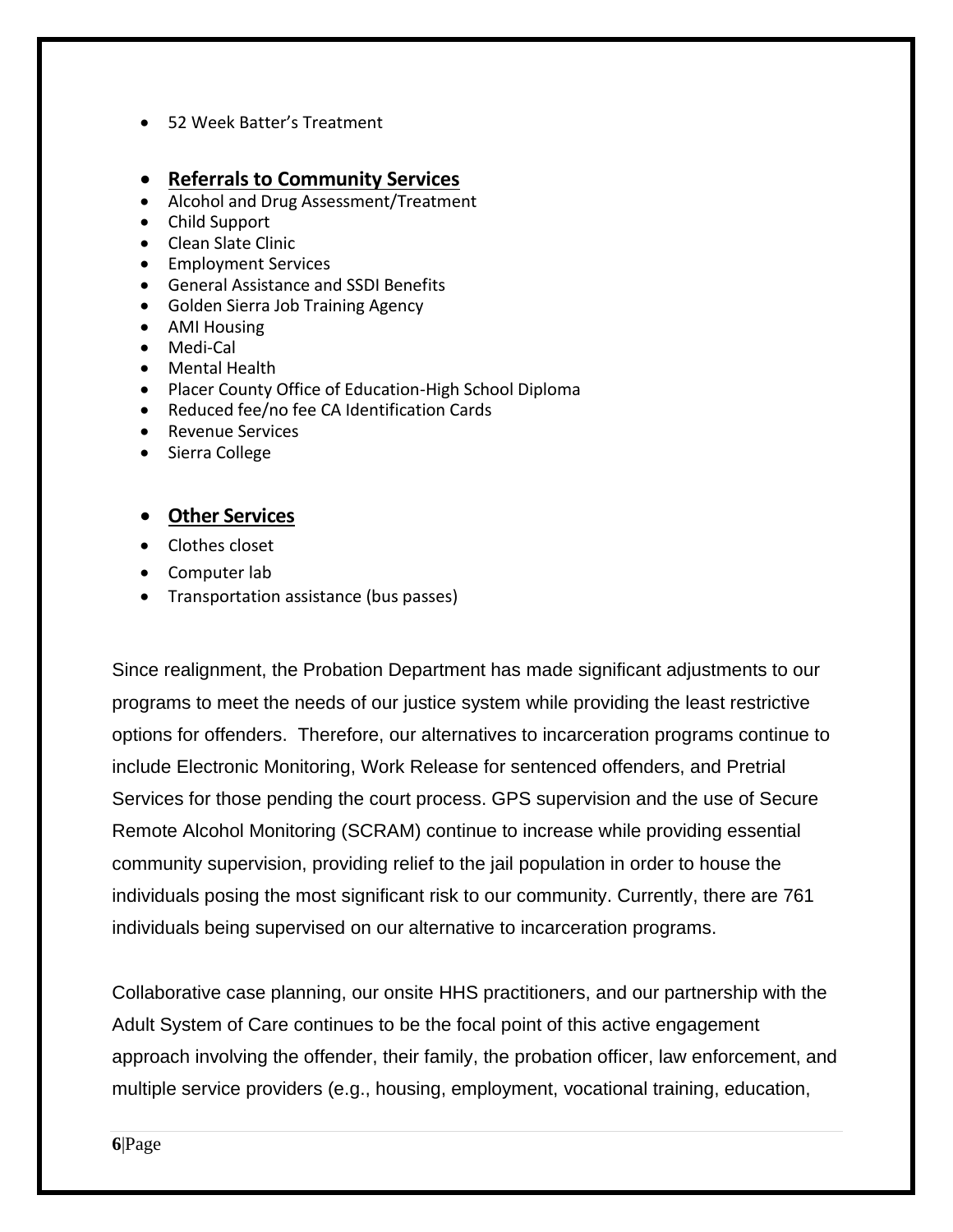- 52 Week Batter's Treatment

- **Referrals to Community Services**
- Alcohol and Drug Assessment/Treatment
- Child Support
- Clean Slate Clinic
- Employment Services
- General Assistance and SSDI Benefits
- Golden Sierra Job Training Agency
- AMI Housing
- Medi-Cal
- Mental Health
- Placer County Office of Education-High School Diploma
- Reduced fee/no fee CA Identification Cards
- Revenue Services
- Sierra College

- **Other Services**
- Clothes closet
- Computer lab
- Transportation assistance (bus passes)

Since realignment, the Probation Department has made significant adjustments to our programs to meet the needs of our justice system while providing the least restrictive options for offenders. Therefore, our alternatives to incarceration programs continue to include Electronic Monitoring, Work Release for sentenced offenders, and Pretrial Services for those pending the court process. GPS supervision and the use of Secure Remote Alcohol Monitoring (SCRAM) continue to increase while providing essential community supervision, providing relief to the jail population in order to house the individuals posing the most significant risk to our community. Currently, there are 761 individuals being supervised on our alternative to incarceration programs.

Collaborative case planning, our onsite HHS practitioners, and our partnership with the Adult System of Care continues to be the focal point of this active engagement approach involving the offender, their family, the probation officer, law enforcement, and multiple service providers (e.g., housing, employment, vocational training, education,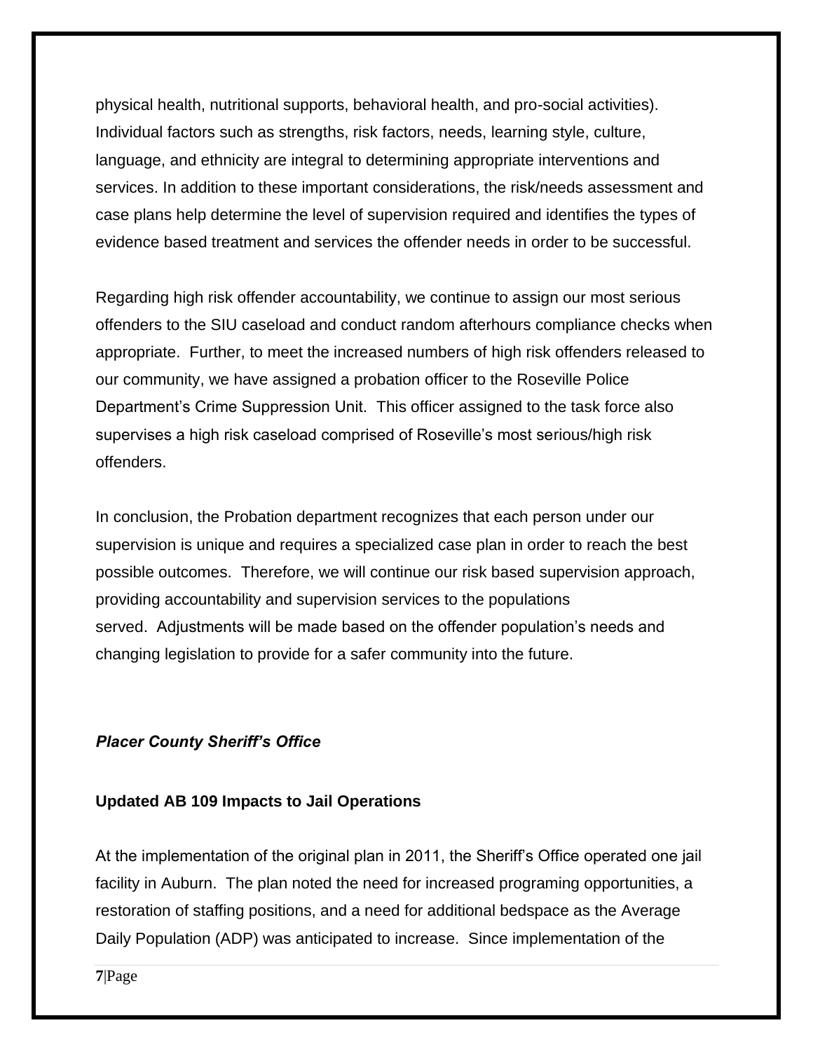physical health, nutritional supports, behavioral health, and pro-social activities). Individual factors such as strengths, risk factors, needs, learning style, culture, language, and ethnicity are integral to determining appropriate interventions and services. In addition to these important considerations, the risk/needs assessment and case plans help determine the level of supervision required and identifies the types of evidence based treatment and services the offender needs in order to be successful.

Regarding high risk offender accountability, we continue to assign our most serious offenders to the SIU caseload and conduct random afterhours compliance checks when appropriate. Further, to meet the increased numbers of high risk offenders released to our community, we have assigned a probation officer to the Roseville Police Department's Crime Suppression Unit. This officer assigned to the task force also supervises a high risk caseload comprised of Roseville's most serious/high risk offenders.

In conclusion, the Probation department recognizes that each person under our supervision is unique and requires a specialized case plan in order to reach the best possible outcomes. Therefore, we will continue our risk based supervision approach, providing accountability and supervision services to the populations served. Adjustments will be made based on the offender population's needs and changing legislation to provide for a safer community into the future.

***Placer County Sheriff's Office***

**Updated AB 109 Impacts to Jail Operations**

At the implementation of the original plan in 2011, the Sheriff's Office operated one jail facility in Auburn. The plan noted the need for increased programing opportunities, a restoration of staffing positions, and a need for additional bedspace as the Average Daily Population (ADP) was anticipated to increase. Since implementation of the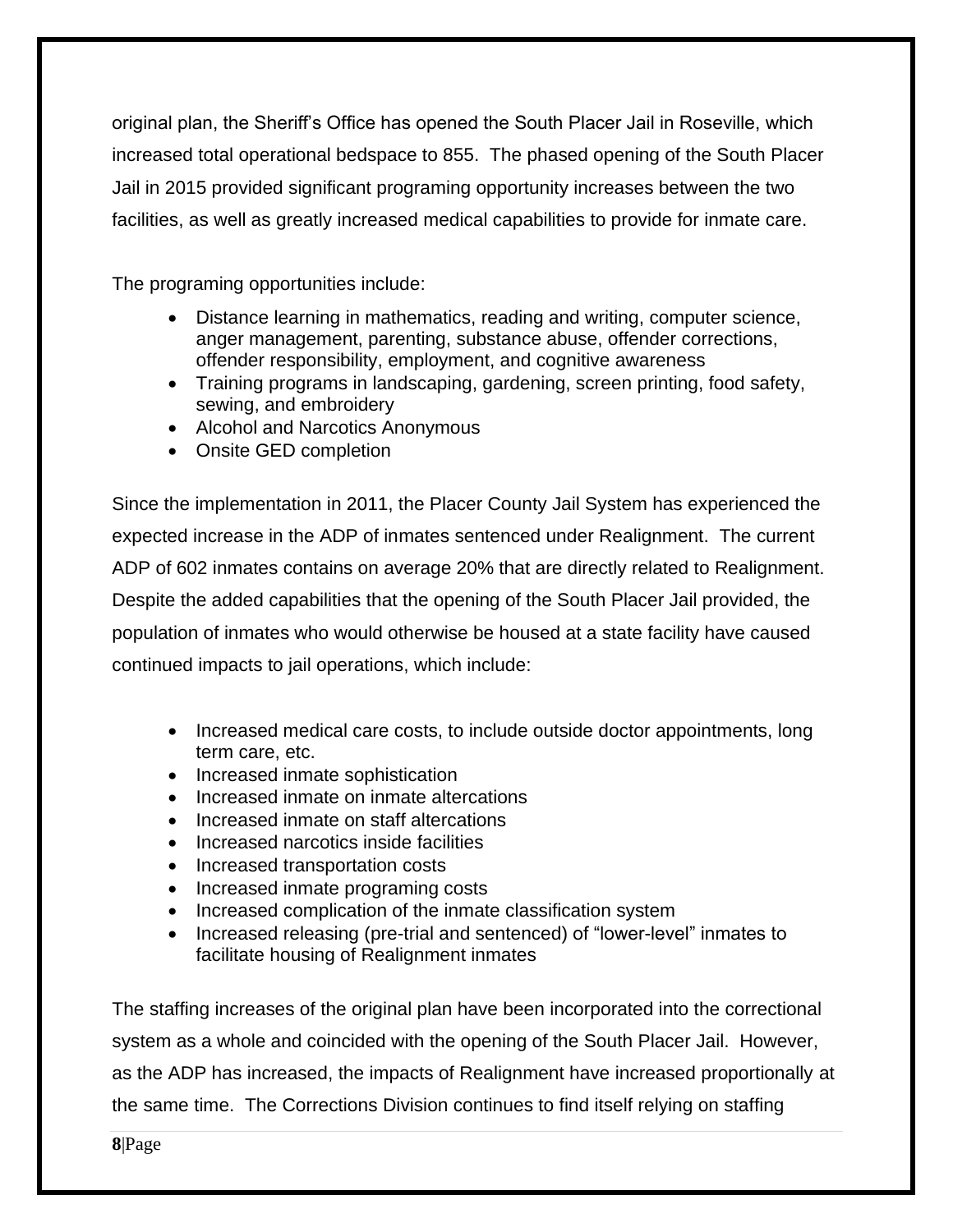original plan, the Sheriff's Office has opened the South Placer Jail in Roseville, which increased total operational bedspace to 855. The phased opening of the South Placer Jail in 2015 provided significant programing opportunity increases between the two facilities, as well as greatly increased medical capabilities to provide for inmate care.

The programing opportunities include:

- Distance learning in mathematics, reading and writing, computer science, anger management, parenting, substance abuse, offender corrections, offender responsibility, employment, and cognitive awareness
- Training programs in landscaping, gardening, screen printing, food safety, sewing, and embroidery
- Alcohol and Narcotics Anonymous
- Onsite GED completion

Since the implementation in 2011, the Placer County Jail System has experienced the expected increase in the ADP of inmates sentenced under Realignment. The current ADP of 602 inmates contains on average 20% that are directly related to Realignment. Despite the added capabilities that the opening of the South Placer Jail provided, the population of inmates who would otherwise be housed at a state facility have caused continued impacts to jail operations, which include:

- Increased medical care costs, to include outside doctor appointments, long term care, etc.
- Increased inmate sophistication
- Increased inmate on inmate altercations
- Increased inmate on staff altercations
- Increased narcotics inside facilities
- Increased transportation costs
- Increased inmate programing costs
- Increased complication of the inmate classification system
- Increased releasing (pre-trial and sentenced) of "lower-level" inmates to facilitate housing of Realignment inmates

The staffing increases of the original plan have been incorporated into the correctional system as a whole and coincided with the opening of the South Placer Jail. However, as the ADP has increased, the impacts of Realignment have increased proportionally at the same time. The Corrections Division continues to find itself relying on staffing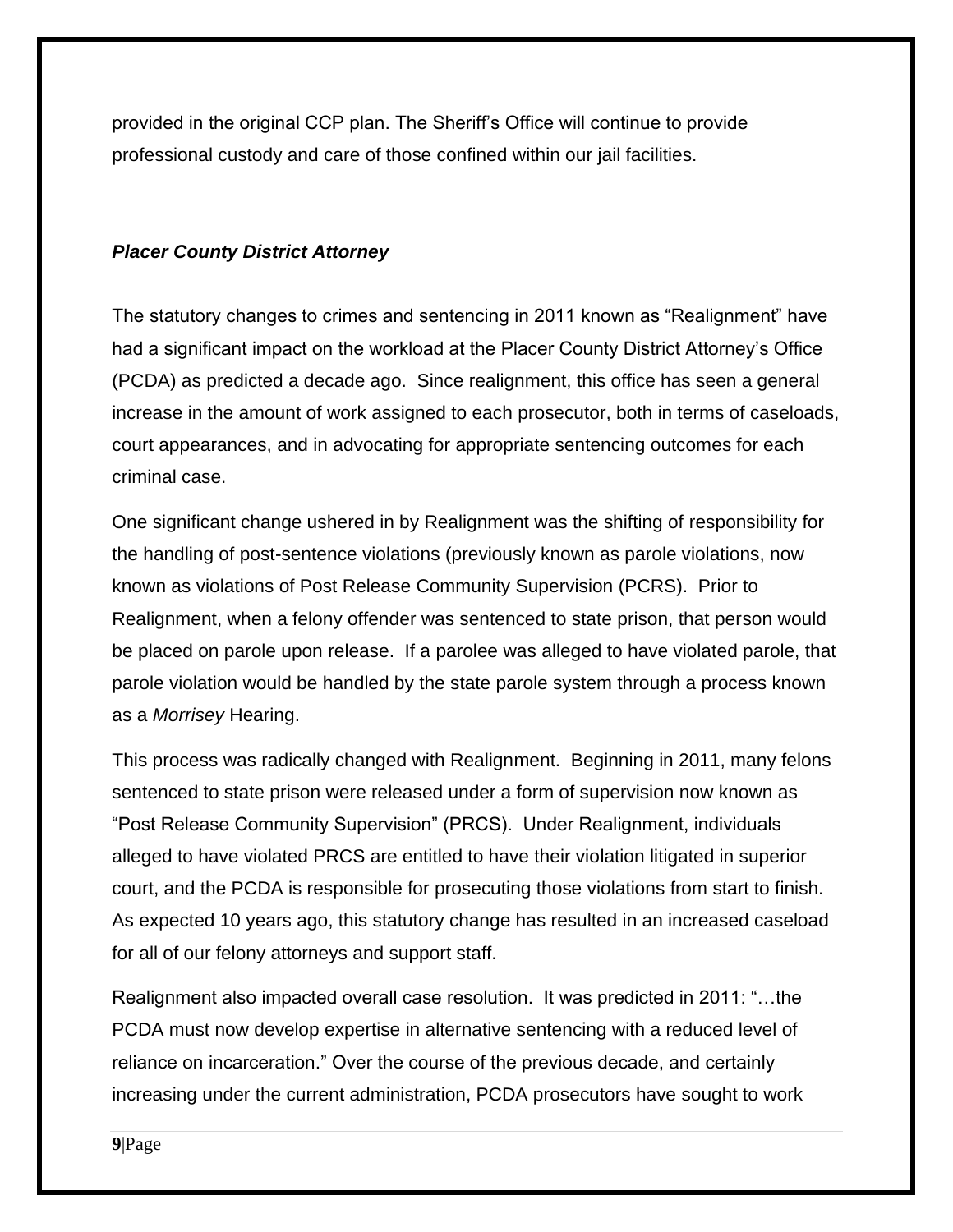provided in the original CCP plan. The Sheriff's Office will continue to provide professional custody and care of those confined within our jail facilities.

### *Placer County District Attorney*

The statutory changes to crimes and sentencing in 2011 known as "Realignment" have had a significant impact on the workload at the Placer County District Attorney's Office (PCDA) as predicted a decade ago. Since realignment, this office has seen a general increase in the amount of work assigned to each prosecutor, both in terms of caseloads, court appearances, and in advocating for appropriate sentencing outcomes for each criminal case.

One significant change ushered in by Realignment was the shifting of responsibility for the handling of post-sentence violations (previously known as parole violations, now known as violations of Post Release Community Supervision (PCRS). Prior to Realignment, when a felony offender was sentenced to state prison, that person would be placed on parole upon release. If a parolee was alleged to have violated parole, that parole violation would be handled by the state parole system through a process known as a *Morrisey* Hearing.

This process was radically changed with Realignment. Beginning in 2011, many felons sentenced to state prison were released under a form of supervision now known as "Post Release Community Supervision" (PRCS). Under Realignment, individuals alleged to have violated PRCS are entitled to have their violation litigated in superior court, and the PCDA is responsible for prosecuting those violations from start to finish. As expected 10 years ago, this statutory change has resulted in an increased caseload for all of our felony attorneys and support staff.

Realignment also impacted overall case resolution. It was predicted in 2011: "…the PCDA must now develop expertise in alternative sentencing with a reduced level of reliance on incarceration." Over the course of the previous decade, and certainly increasing under the current administration, PCDA prosecutors have sought to work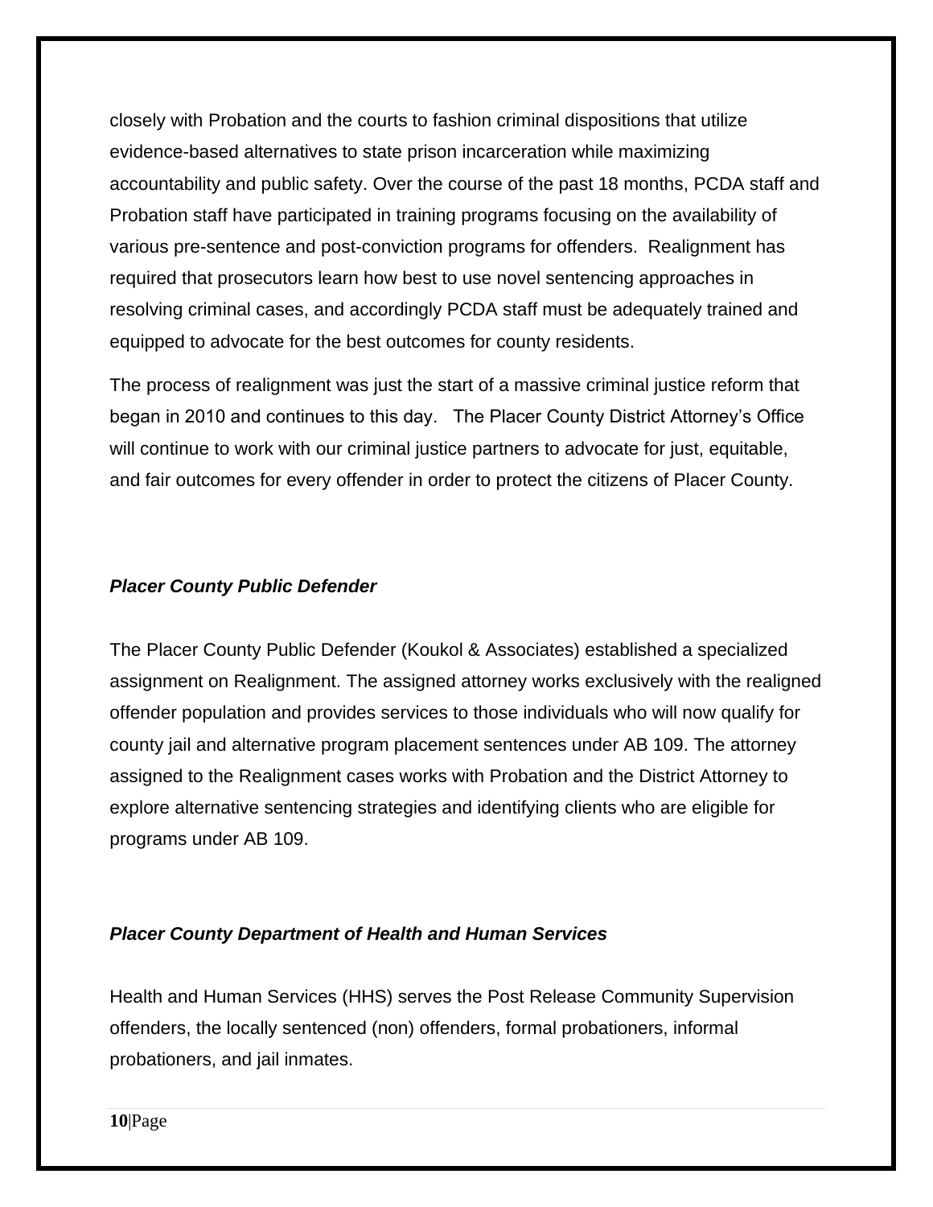closely with Probation and the courts to fashion criminal dispositions that utilize evidence-based alternatives to state prison incarceration while maximizing accountability and public safety. Over the course of the past 18 months, PCDA staff and Probation staff have participated in training programs focusing on the availability of various pre-sentence and post-conviction programs for offenders. Realignment has required that prosecutors learn how best to use novel sentencing approaches in resolving criminal cases, and accordingly PCDA staff must be adequately trained and equipped to advocate for the best outcomes for county residents.

The process of realignment was just the start of a massive criminal justice reform that began in 2010 and continues to this day. The Placer County District Attorney's Office will continue to work with our criminal justice partners to advocate for just, equitable, and fair outcomes for every offender in order to protect the citizens of Placer County.

### *Placer County Public Defender*

The Placer County Public Defender (Koukol & Associates) established a specialized assignment on Realignment. The assigned attorney works exclusively with the realigned offender population and provides services to those individuals who will now qualify for county jail and alternative program placement sentences under AB 109. The attorney assigned to the Realignment cases works with Probation and the District Attorney to explore alternative sentencing strategies and identifying clients who are eligible for programs under AB 109.

### *Placer County Department of Health and Human Services*

Health and Human Services (HHS) serves the Post Release Community Supervision offenders, the locally sentenced (non) offenders, formal probationers, informal probationers, and jail inmates.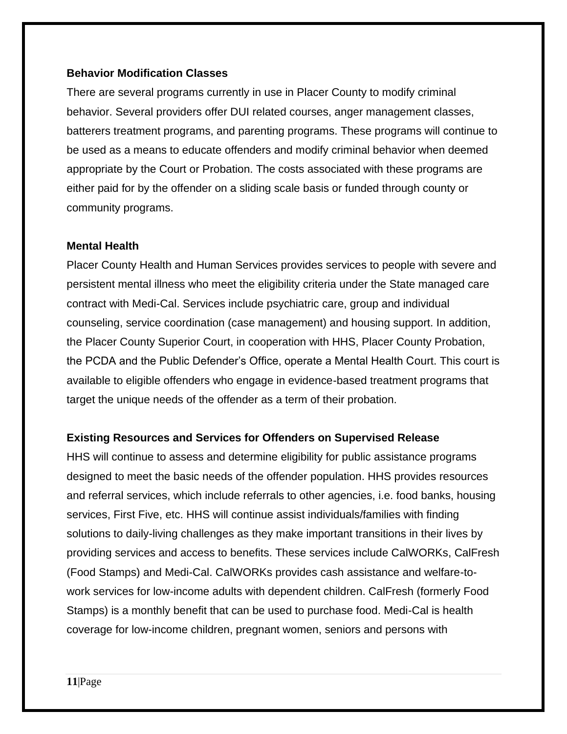**Behavior Modification Classes**

There are several programs currently in use in Placer County to modify criminal behavior. Several providers offer DUI related courses, anger management classes, batterers treatment programs, and parenting programs. These programs will continue to be used as a means to educate offenders and modify criminal behavior when deemed appropriate by the Court or Probation. The costs associated with these programs are either paid for by the offender on a sliding scale basis or funded through county or community programs.

**Mental Health**

Placer County Health and Human Services provides services to people with severe and persistent mental illness who meet the eligibility criteria under the State managed care contract with Medi-Cal. Services include psychiatric care, group and individual counseling, service coordination (case management) and housing support. In addition, the Placer County Superior Court, in cooperation with HHS, Placer County Probation, the PCDA and the Public Defender's Office, operate a Mental Health Court. This court is available to eligible offenders who engage in evidence-based treatment programs that target the unique needs of the offender as a term of their probation.

**Existing Resources and Services for Offenders on Supervised Release**

HHS will continue to assess and determine eligibility for public assistance programs designed to meet the basic needs of the offender population. HHS provides resources and referral services, which include referrals to other agencies, i.e. food banks, housing services, First Five, etc. HHS will continue assist individuals/families with finding solutions to daily-living challenges as they make important transitions in their lives by providing services and access to benefits. These services include CalWORKs, CalFresh (Food Stamps) and Medi-Cal. CalWORKs provides cash assistance and welfare-to-work services for low-income adults with dependent children. CalFresh (formerly Food Stamps) is a monthly benefit that can be used to purchase food. Medi-Cal is health coverage for low-income children, pregnant women, seniors and persons with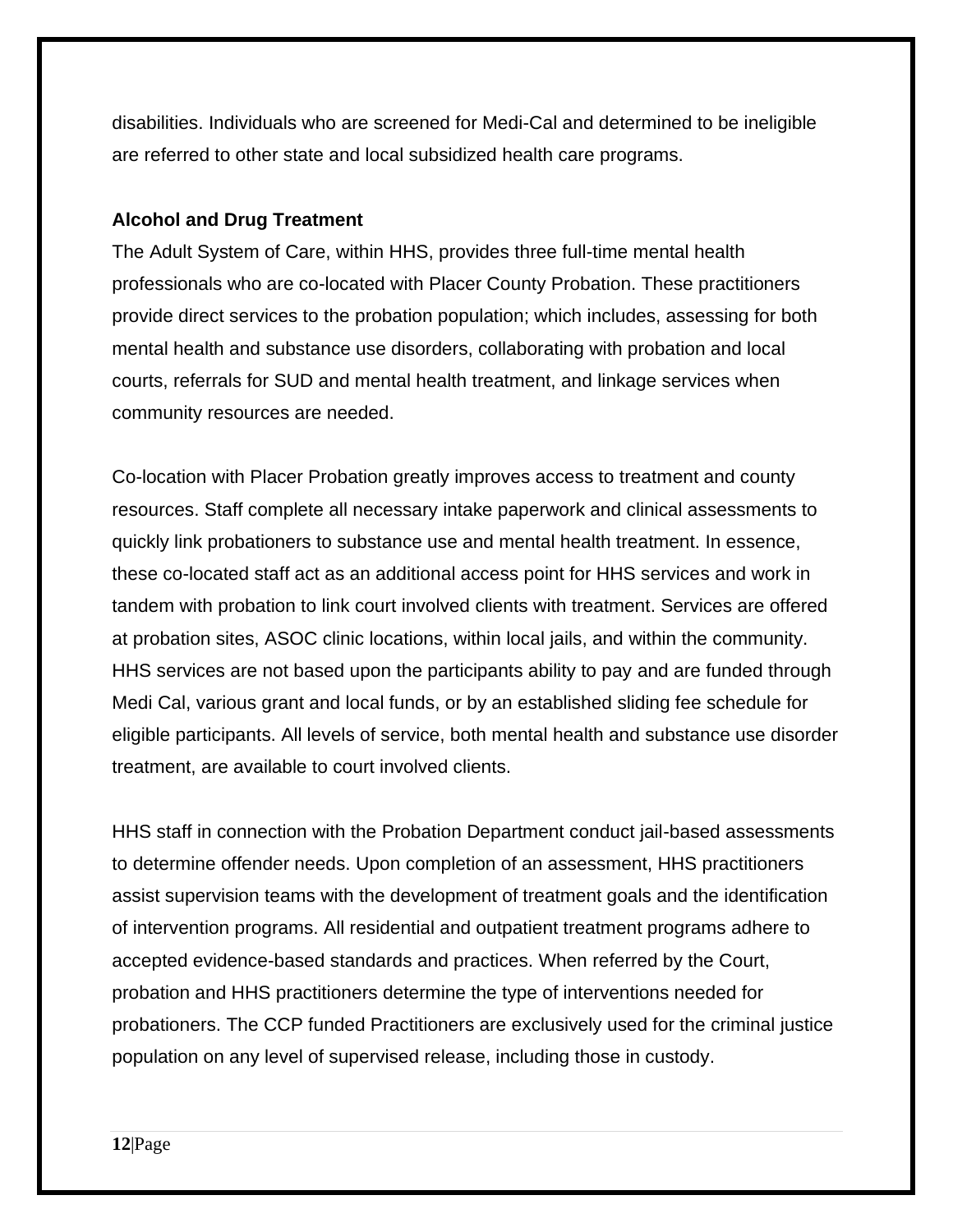disabilities. Individuals who are screened for Medi-Cal and determined to be ineligible are referred to other state and local subsidized health care programs.

**Alcohol and Drug Treatment**

The Adult System of Care, within HHS, provides three full-time mental health professionals who are co-located with Placer County Probation. These practitioners provide direct services to the probation population; which includes, assessing for both mental health and substance use disorders, collaborating with probation and local courts, referrals for SUD and mental health treatment, and linkage services when community resources are needed.

Co-location with Placer Probation greatly improves access to treatment and county resources. Staff complete all necessary intake paperwork and clinical assessments to quickly link probationers to substance use and mental health treatment. In essence, these co-located staff act as an additional access point for HHS services and work in tandem with probation to link court involved clients with treatment. Services are offered at probation sites, ASOC clinic locations, within local jails, and within the community. HHS services are not based upon the participants ability to pay and are funded through Medi Cal, various grant and local funds, or by an established sliding fee schedule for eligible participants. All levels of service, both mental health and substance use disorder treatment, are available to court involved clients.

HHS staff in connection with the Probation Department conduct jail-based assessments to determine offender needs. Upon completion of an assessment, HHS practitioners assist supervision teams with the development of treatment goals and the identification of intervention programs. All residential and outpatient treatment programs adhere to accepted evidence-based standards and practices. When referred by the Court, probation and HHS practitioners determine the type of interventions needed for probationers. The CCP funded Practitioners are exclusively used for the criminal justice population on any level of supervised release, including those in custody.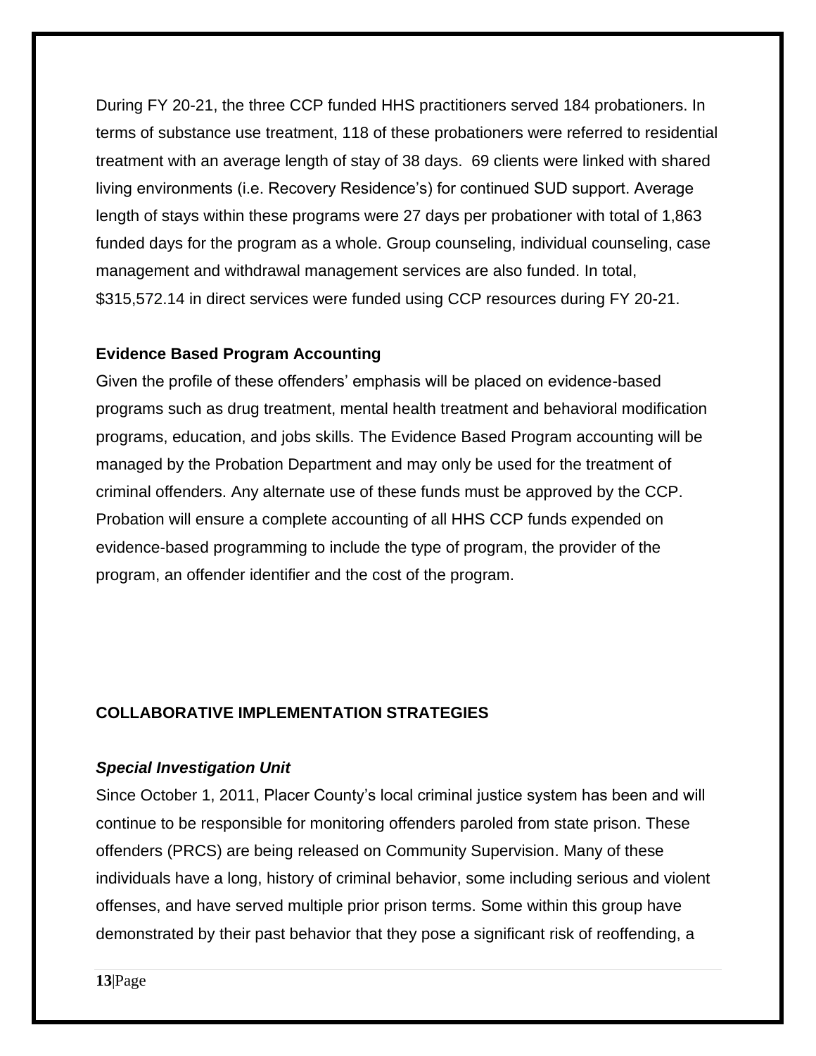During FY 20-21, the three CCP funded HHS practitioners served 184 probationers. In terms of substance use treatment, 118 of these probationers were referred to residential treatment with an average length of stay of 38 days. 69 clients were linked with shared living environments (i.e. Recovery Residence's) for continued SUD support. Average length of stays within these programs were 27 days per probationer with total of 1,863 funded days for the program as a whole. Group counseling, individual counseling, case management and withdrawal management services are also funded. In total, $315,572.14 in direct services were funded using CCP resources during FY 20-21.

**Evidence Based Program Accounting**

Given the profile of these offenders' emphasis will be placed on evidence-based programs such as drug treatment, mental health treatment and behavioral modification programs, education, and jobs skills. The Evidence Based Program accounting will be managed by the Probation Department and may only be used for the treatment of criminal offenders. Any alternate use of these funds must be approved by the CCP. Probation will ensure a complete accounting of all HHS CCP funds expended on evidence-based programming to include the type of program, the provider of the program, an offender identifier and the cost of the program.

## COLLABORATIVE IMPLEMENTATION STRATEGIES

***Special Investigation Unit***

Since October 1, 2011, Placer County's local criminal justice system has been and will continue to be responsible for monitoring offenders paroled from state prison. These offenders (PRCS) are being released on Community Supervision. Many of these individuals have a long, history of criminal behavior, some including serious and violent offenses, and have served multiple prior prison terms. Some within this group have demonstrated by their past behavior that they pose a significant risk of reoffending, a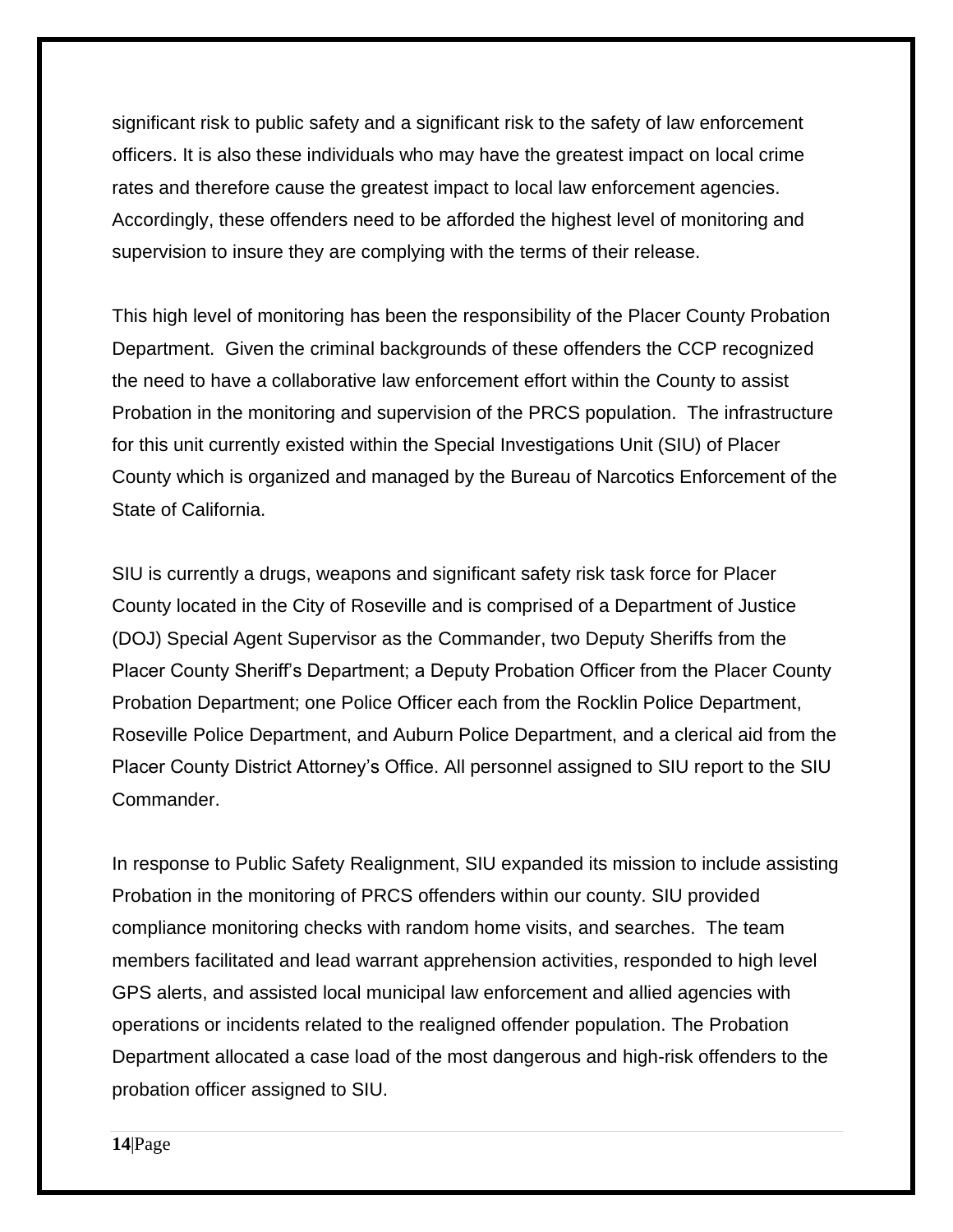significant risk to public safety and a significant risk to the safety of law enforcement officers. It is also these individuals who may have the greatest impact on local crime rates and therefore cause the greatest impact to local law enforcement agencies. Accordingly, these offenders need to be afforded the highest level of monitoring and supervision to insure they are complying with the terms of their release.

This high level of monitoring has been the responsibility of the Placer County Probation Department. Given the criminal backgrounds of these offenders the CCP recognized the need to have a collaborative law enforcement effort within the County to assist Probation in the monitoring and supervision of the PRCS population. The infrastructure for this unit currently existed within the Special Investigations Unit (SIU) of Placer County which is organized and managed by the Bureau of Narcotics Enforcement of the State of California.

SIU is currently a drugs, weapons and significant safety risk task force for Placer County located in the City of Roseville and is comprised of a Department of Justice (DOJ) Special Agent Supervisor as the Commander, two Deputy Sheriffs from the Placer County Sheriff's Department; a Deputy Probation Officer from the Placer County Probation Department; one Police Officer each from the Rocklin Police Department, Roseville Police Department, and Auburn Police Department, and a clerical aid from the Placer County District Attorney's Office. All personnel assigned to SIU report to the SIU Commander.

In response to Public Safety Realignment, SIU expanded its mission to include assisting Probation in the monitoring of PRCS offenders within our county. SIU provided compliance monitoring checks with random home visits, and searches. The team members facilitated and lead warrant apprehension activities, responded to high level GPS alerts, and assisted local municipal law enforcement and allied agencies with operations or incidents related to the realigned offender population. The Probation Department allocated a case load of the most dangerous and high-risk offenders to the probation officer assigned to SIU.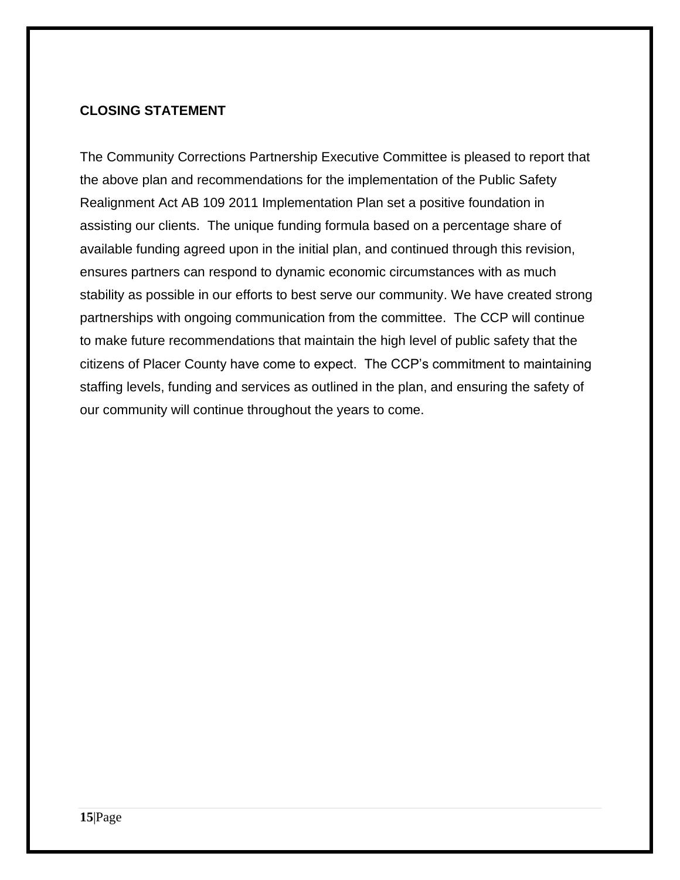## CLOSING STATEMENT

The Community Corrections Partnership Executive Committee is pleased to report that the above plan and recommendations for the implementation of the Public Safety Realignment Act AB 109 2011 Implementation Plan set a positive foundation in assisting our clients. The unique funding formula based on a percentage share of available funding agreed upon in the initial plan, and continued through this revision, ensures partners can respond to dynamic economic circumstances with as much stability as possible in our efforts to best serve our community. We have created strong partnerships with ongoing communication from the committee. The CCP will continue to make future recommendations that maintain the high level of public safety that the citizens of Placer County have come to expect. The CCP's commitment to maintaining staffing levels, funding and services as outlined in the plan, and ensuring the safety of our community will continue throughout the years to come.